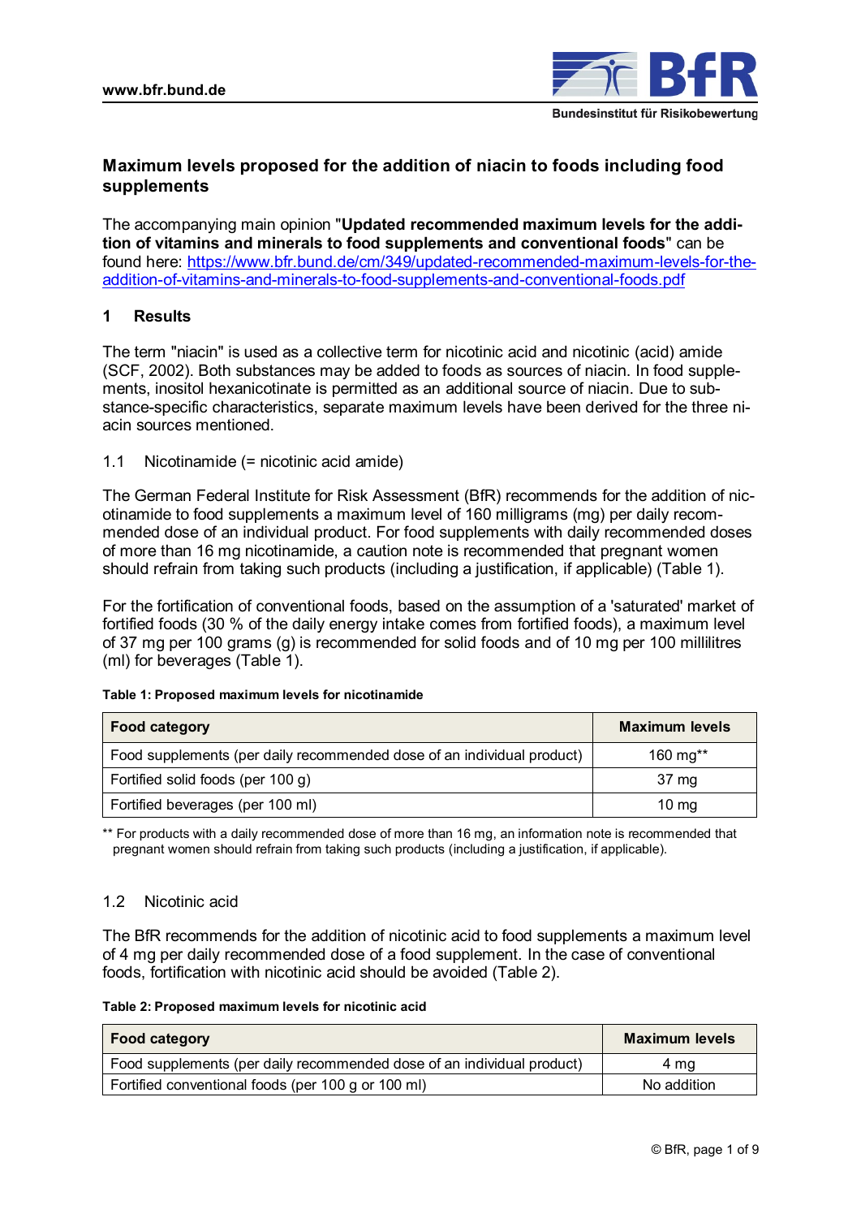# Maximum levels proposed for the addition of niacin to foods including food supplements

The accompanying main opinion "**Updated recommended maximum levels for the addition of vitamins and minerals to food supplements and conventional foods**" can be found here: https://www.bfr.bund.de/cm/349/updated-recommended-maximum-levels-for-the-addition-of-vitamins-and-minerals-to-food-supplements-and-conventional-foods.pdf

## 1 Results

The term "niacin" is used as a collective term for nicotinic acid and nicotinic (acid) amide (SCF, 2002). Both substances may be added to foods as sources of niacin. In food supplements, inositol hexanicotinate is permitted as an additional source of niacin. Due to substance-specific characteristics, separate maximum levels have been derived for the three niacin sources mentioned.

### 1.1 Nicotinamide (= nicotinic acid amide)

The German Federal Institute for Risk Assessment (BfR) recommends for the addition of nicotinamide to food supplements a maximum level of 160 milligrams (mg) per daily recommended dose of an individual product. For food supplements with daily recommended doses of more than 16 mg nicotinamide, a caution note is recommended that pregnant women should refrain from taking such products (including a justification, if applicable) (Table 1).

For the fortification of conventional foods, based on the assumption of a 'saturated' market of fortified foods (30 % of the daily energy intake comes from fortified foods), a maximum level of 37 mg per 100 grams (g) is recommended for solid foods and of 10 mg per 100 millilitres (ml) for beverages (Table 1).

**Table 1: Proposed maximum levels for nicotinamide**

| Food category | Maximum levels |
|---|---|
| Food supplements (per daily recommended dose of an individual product) | 160 mg** |
| Fortified solid foods (per 100 g) | 37 mg |
| Fortified beverages (per 100 ml) | 10 mg |

** For products with a daily recommended dose of more than 16 mg, an information note is recommended that pregnant women should refrain from taking such products (including a justification, if applicable).

### 1.2 Nicotinic acid

The BfR recommends for the addition of nicotinic acid to food supplements a maximum level of 4 mg per daily recommended dose of a food supplement. In the case of conventional foods, fortification with nicotinic acid should be avoided (Table 2).

**Table 2: Proposed maximum levels for nicotinic acid**

| Food category | Maximum levels |
|---|---|
| Food supplements (per daily recommended dose of an individual product) | 4 mg |
| Fortified conventional foods (per 100 g or 100 ml) | No addition |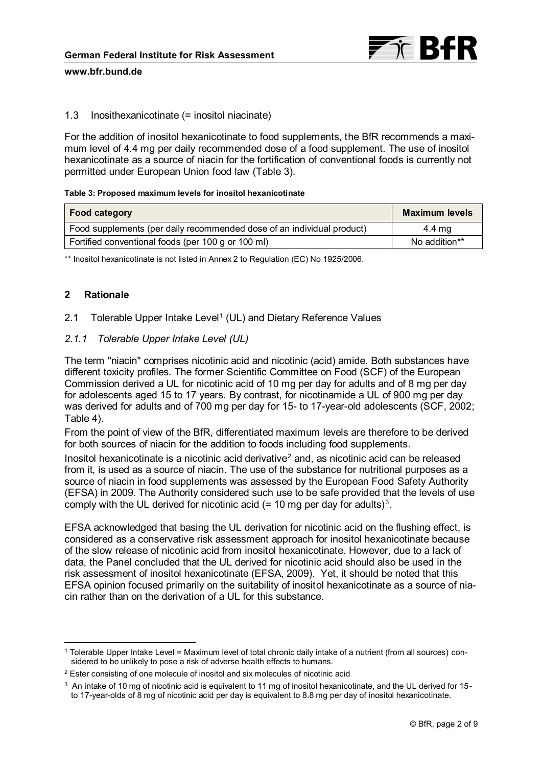### 1.3 Inosithexanicotinate (= inositol niacinate)

For the addition of inositol hexanicotinate to food supplements, the BfR recommends a maximum level of 4.4 mg per daily recommended dose of a food supplement. The use of inositol hexanicotinate as a source of niacin for the fortification of conventional foods is currently not permitted under European Union food law (Table 3).

**Table 3: Proposed maximum levels for inositol hexanicotinate**

| Food category | Maximum levels |
|---|---|
| Food supplements (per daily recommended dose of an individual product) | 4.4 mg |
| Fortified conventional foods (per 100 g or 100 ml) | No addition** |

** Inositol hexanicotinate is not listed in Annex 2 to Regulation (EC) No 1925/2006.

## 2 Rationale

### 2.1 Tolerable Upper Intake Level[1] (UL) and Dietary Reference Values

#### *2.1.1 Tolerable Upper Intake Level (UL)*

The term "niacin" comprises nicotinic acid and nicotinic (acid) amide. Both substances have different toxicity profiles. The former Scientific Committee on Food (SCF) of the European Commission derived a UL for nicotinic acid of 10 mg per day for adults and of 8 mg per day for adolescents aged 15 to 17 years. By contrast, for nicotinamide a UL of 900 mg per day was derived for adults and of 700 mg per day for 15- to 17-year-old adolescents (SCF, 2002; Table 4).

From the point of view of the BfR, differentiated maximum levels are therefore to be derived for both sources of niacin for the addition to foods including food supplements.

Inositol hexanicotinate is a nicotinic acid derivative[2] and, as nicotinic acid can be released from it, is used as a source of niacin. The use of the substance for nutritional purposes as a source of niacin in food supplements was assessed by the European Food Safety Authority (EFSA) in 2009. The Authority considered such use to be safe provided that the levels of use comply with the UL derived for nicotinic acid (= 10 mg per day for adults)[3].

EFSA acknowledged that basing the UL derivation for nicotinic acid on the flushing effect, is considered as a conservative risk assessment approach for inositol hexanicotinate because of the slow release of nicotinic acid from inositol hexanicotinate. However, due to a lack of data, the Panel concluded that the UL derived for nicotinic acid should also be used in the risk assessment of inositol hexanicotinate (EFSA, 2009). Yet, it should be noted that this EFSA opinion focused primarily on the suitability of inositol hexanicotinate as a source of niacin rather than on the derivation of a UL for this substance.

---

[1] Tolerable Upper Intake Level = Maximum level of total chronic daily intake of a nutrient (from all sources) considered to be unlikely to pose a risk of adverse health effects to humans.

[2] Ester consisting of one molecule of inositol and six molecules of nicotinic acid

[3] An intake of 10 mg of nicotinic acid is equivalent to 11 mg of inositol hexanicotinate, and the UL derived for 15- to 17-year-olds of 8 mg of nicotinic acid per day is equivalent to 8.8 mg per day of inositol hexanicotinate.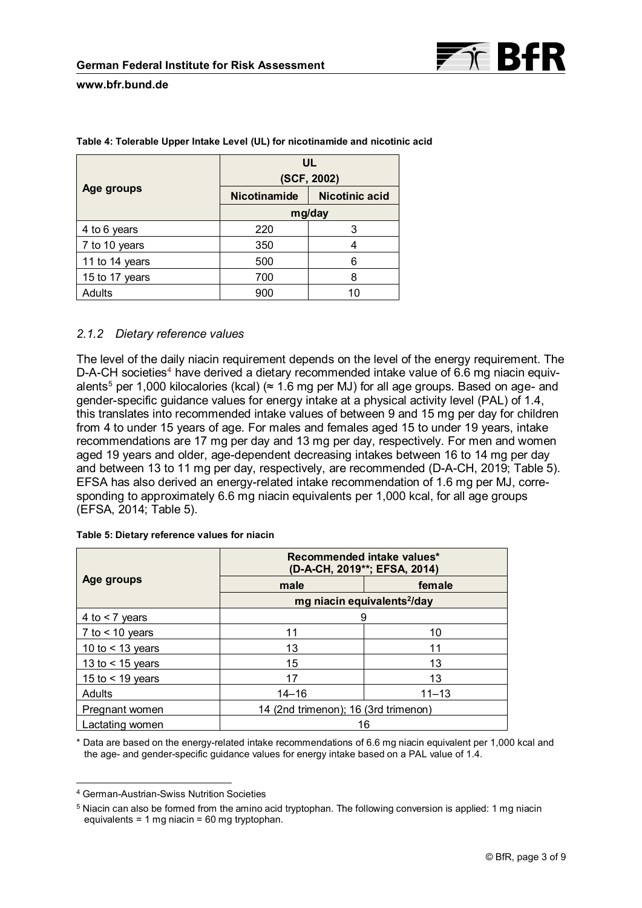**Table 4: Tolerable Upper Intake Level (UL) for nicotinamide and nicotinic acid**

| Age groups | UL (SCF, 2002) | |
|---|---|---|
| | Nicotinamide | Nicotinic acid |
| | mg/day | |
| 4 to 6 years | 220 | 3 |
| 7 to 10 years | 350 | 4 |
| 11 to 14 years | 500 | 6 |
| 15 to 17 years | 700 | 8 |
| Adults | 900 | 10 |

### *2.1.2 Dietary reference values*

The level of the daily niacin requirement depends on the level of the energy requirement. The D-A-CH societies[4] have derived a dietary recommended intake value of 6.6 mg niacin equivalents[5] per 1,000 kilocalories (kcal) (≈ 1.6 mg per MJ) for all age groups. Based on age- and gender-specific guidance values for energy intake at a physical activity level (PAL) of 1.4, this translates into recommended intake values of between 9 and 15 mg per day for children from 4 to under 15 years of age. For males and females aged 15 to under 19 years, intake recommendations are 17 mg per day and 13 mg per day, respectively. For men and women aged 19 years and older, age-dependent decreasing intakes between 16 to 14 mg per day and between 13 to 11 mg per day, respectively, are recommended (D-A-CH, 2019; Table 5). EFSA has also derived an energy-related intake recommendation of 1.6 mg per MJ, corresponding to approximately 6.6 mg niacin equivalents per 1,000 kcal, for all age groups (EFSA, 2014; Table 5).

**Table 5: Dietary reference values for niacin**

| Age groups | Recommended intake values* (D-A-CH, 2019**; EFSA, 2014) | |
|---|---|---|
| | male | female |
| | mg niacin equivalents[2]/day | |
| 4 to < 7 years | 9 | |
| 7 to < 10 years | 11 | 10 |
| 10 to < 13 years | 13 | 11 |
| 13 to < 15 years | 15 | 13 |
| 15 to < 19 years | 17 | 13 |
| Adults | 14–16 | 11–13 |
| Pregnant women | 14 (2nd trimenon); 16 (3rd trimenon) | |
| Lactating women | 16 | |

\* Data are based on the energy-related intake recommendations of 6.6 mg niacin equivalent per 1,000 kcal and the age- and gender-specific guidance values for energy intake based on a PAL value of 1.4.

---

[4] German-Austrian-Swiss Nutrition Societies

[5] Niacin can also be formed from the amino acid tryptophan. The following conversion is applied: 1 mg niacin equivalents = 1 mg niacin = 60 mg tryptophan.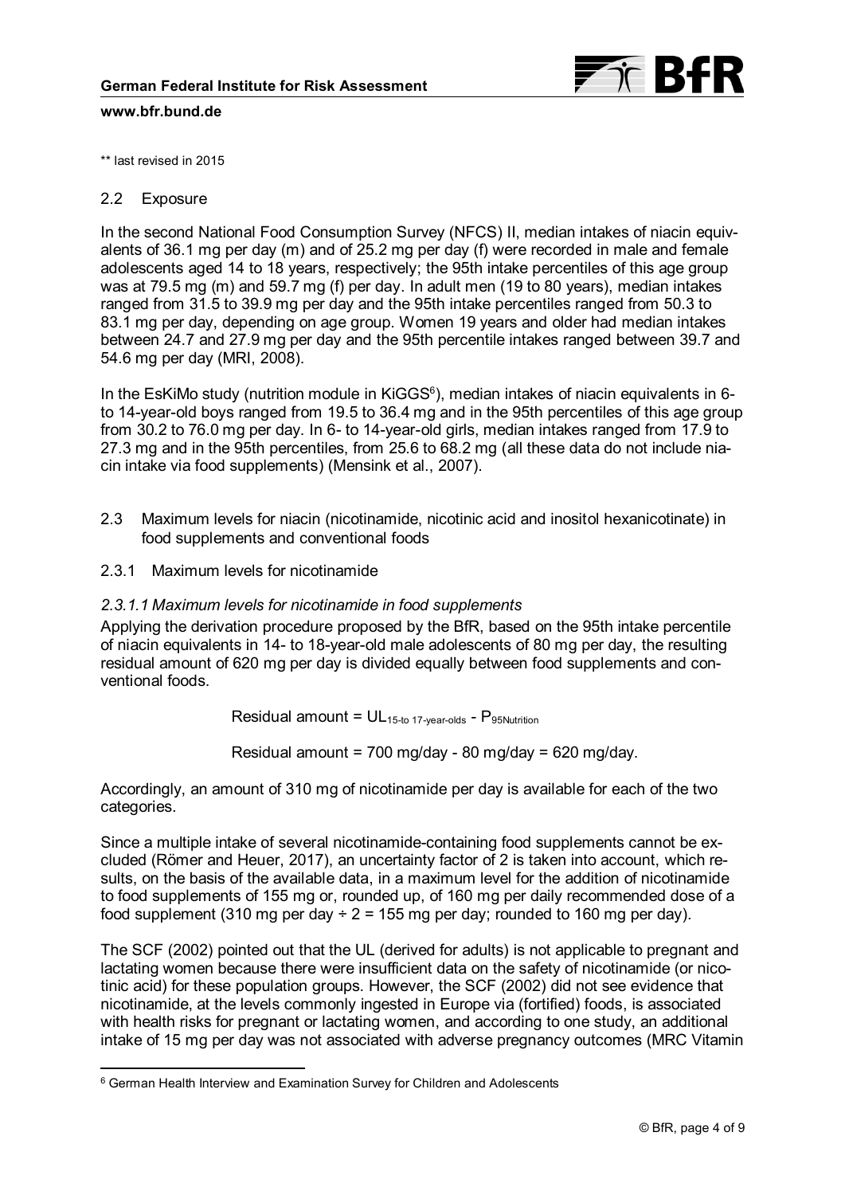** last revised in 2015

## 2.2 Exposure

In the second National Food Consumption Survey (NFCS) II, median intakes of niacin equivalents of 36.1 mg per day (m) and of 25.2 mg per day (f) were recorded in male and female adolescents aged 14 to 18 years, respectively; the 95th intake percentiles of this age group was at 79.5 mg (m) and 59.7 mg (f) per day. In adult men (19 to 80 years), median intakes ranged from 31.5 to 39.9 mg per day and the 95th intake percentiles ranged from 50.3 to 83.1 mg per day, depending on age group. Women 19 years and older had median intakes between 24.7 and 27.9 mg per day and the 95th percentile intakes ranged between 39.7 and 54.6 mg per day (MRI, 2008).

In the EsKiMo study (nutrition module in KiGGS[6]), median intakes of niacin equivalents in 6- to 14-year-old boys ranged from 19.5 to 36.4 mg and in the 95th percentiles of this age group from 30.2 to 76.0 mg per day. In 6- to 14-year-old girls, median intakes ranged from 17.9 to 27.3 mg and in the 95th percentiles, from 25.6 to 68.2 mg (all these data do not include niacin intake via food supplements) (Mensink et al., 2007).

## 2.3 Maximum levels for niacin (nicotinamide, nicotinic acid and inositol hexanicotinate) in food supplements and conventional foods

### 2.3.1 Maximum levels for nicotinamide

#### *2.3.1.1 Maximum levels for nicotinamide in food supplements*

Applying the derivation procedure proposed by the BfR, based on the 95th intake percentile of niacin equivalents in 14- to 18-year-old male adolescents of 80 mg per day, the resulting residual amount of 620 mg per day is divided equally between food supplements and conventional foods.

$$\text{Residual amount} = UL_{15\text{-to }17\text{-year-olds}} - P_{95\text{Nutrition}}$$

$$\text{Residual amount} = 700 \text{ mg/day} - 80 \text{ mg/day} = 620 \text{ mg/day.}$$

Accordingly, an amount of 310 mg of nicotinamide per day is available for each of the two categories.

Since a multiple intake of several nicotinamide-containing food supplements cannot be excluded (Römer and Heuer, 2017), an uncertainty factor of 2 is taken into account, which results, on the basis of the available data, in a maximum level for the addition of nicotinamide to food supplements of 155 mg or, rounded up, of 160 mg per daily recommended dose of a food supplement (310 mg per day ÷ 2 = 155 mg per day; rounded to 160 mg per day).

The SCF (2002) pointed out that the UL (derived for adults) is not applicable to pregnant and lactating women because there were insufficient data on the safety of nicotinamide (or nicotinic acid) for these population groups. However, the SCF (2002) did not see evidence that nicotinamide, at the levels commonly ingested in Europe via (fortified) foods, is associated with health risks for pregnant or lactating women, and according to one study, an additional intake of 15 mg per day was not associated with adverse pregnancy outcomes (MRC Vitamin

[6] German Health Interview and Examination Survey for Children and Adolescents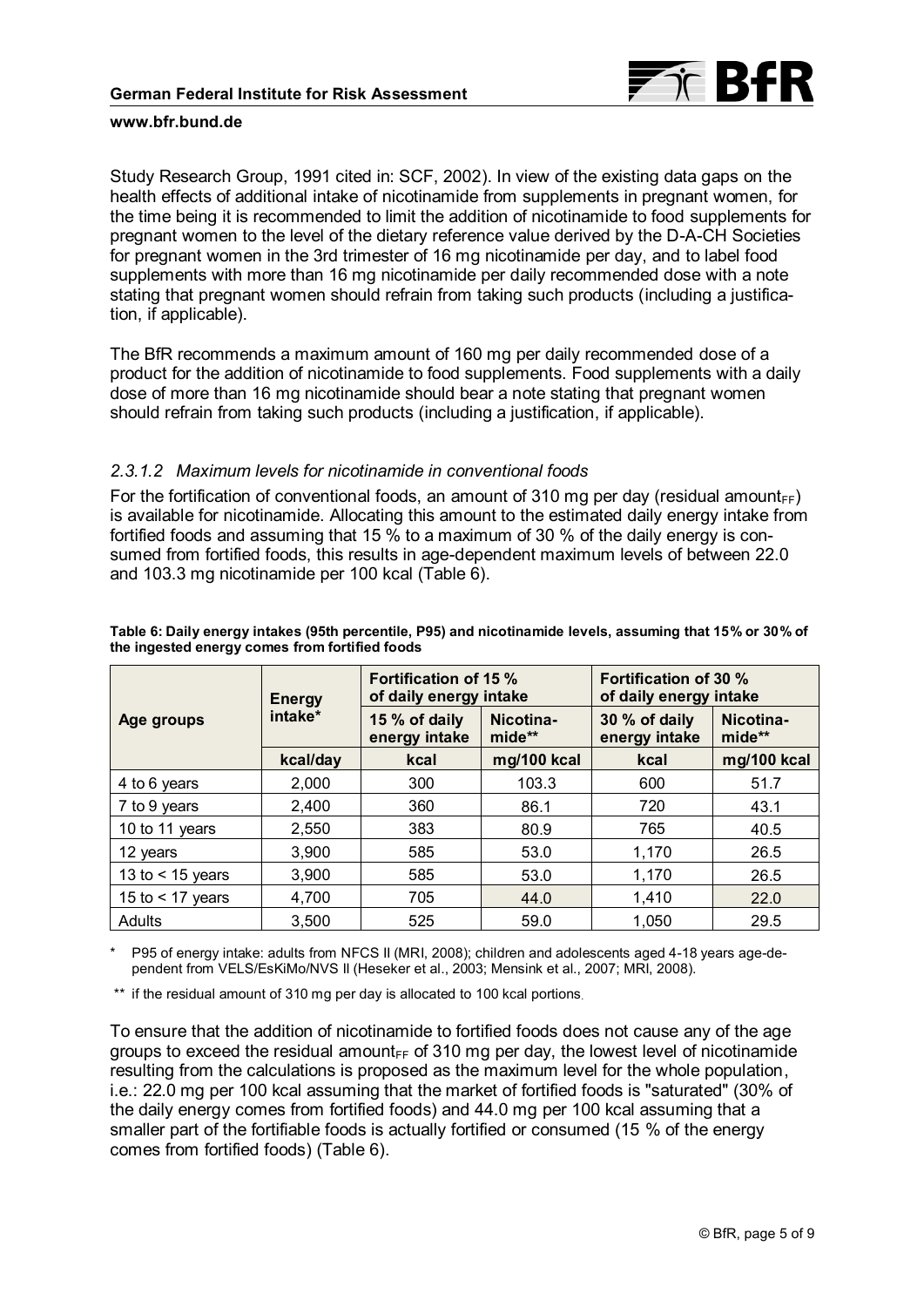Study Research Group, 1991 cited in: SCF, 2002). In view of the existing data gaps on the health effects of additional intake of nicotinamide from supplements in pregnant women, for the time being it is recommended to limit the addition of nicotinamide to food supplements for pregnant women to the level of the dietary reference value derived by the D-A-CH Societies for pregnant women in the 3rd trimester of 16 mg nicotinamide per day, and to label food supplements with more than 16 mg nicotinamide per daily recommended dose with a note stating that pregnant women should refrain from taking such products (including a justification, if applicable).

The BfR recommends a maximum amount of 160 mg per daily recommended dose of a product for the addition of nicotinamide to food supplements. Food supplements with a daily dose of more than 16 mg nicotinamide should bear a note stating that pregnant women should refrain from taking such products (including a justification, if applicable).

### *2.3.1.2 Maximum levels for nicotinamide in conventional foods*

For the fortification of conventional foods, an amount of 310 mg per day (residual amount$_{FF}$) is available for nicotinamide. Allocating this amount to the estimated daily energy intake from fortified foods and assuming that 15 % to a maximum of 30 % of the daily energy is consumed from fortified foods, this results in age-dependent maximum levels of between 22.0 and 103.3 mg nicotinamide per 100 kcal (Table 6).

**Table 6: Daily energy intakes (95th percentile, P95) and nicotinamide levels, assuming that 15% or 30% of the ingested energy comes from fortified foods**

| Age groups | Energy intake* | Fortification of 15 % of daily energy intake | | Fortification of 30 % of daily energy intake | |
|---|---|---|---|---|---|
| | | 15 % of daily energy intake | Nicotinamide** | 30 % of daily energy intake | Nicotinamide** |
| | kcal/day | kcal | mg/100 kcal | kcal | mg/100 kcal |
| 4 to 6 years | 2,000 | 300 | 103.3 | 600 | 51.7 |
| 7 to 9 years | 2,400 | 360 | 86.1 | 720 | 43.1 |
| 10 to 11 years | 2,550 | 383 | 80.9 | 765 | 40.5 |
| 12 years | 3,900 | 585 | 53.0 | 1,170 | 26.5 |
| 13 to < 15 years | 3,900 | 585 | 53.0 | 1,170 | 26.5 |
| 15 to < 17 years | 4,700 | 705 | 44.0 | 1,410 | 22.0 |
| Adults | 3,500 | 525 | 59.0 | 1,050 | 29.5 |

\* P95 of energy intake: adults from NFCS II (MRI, 2008); children and adolescents aged 4-18 years age-dependent from VELS/EsKiMo/NVS II (Heseker et al., 2003; Mensink et al., 2007; MRI, 2008).

\*\* if the residual amount of 310 mg per day is allocated to 100 kcal portions.

To ensure that the addition of nicotinamide to fortified foods does not cause any of the age groups to exceed the residual amount$_{FF}$ of 310 mg per day, the lowest level of nicotinamide resulting from the calculations is proposed as the maximum level for the whole population, i.e.: 22.0 mg per 100 kcal assuming that the market of fortified foods is "saturated" (30% of the daily energy comes from fortified foods) and 44.0 mg per 100 kcal assuming that a smaller part of the fortifiable foods is actually fortified or consumed (15 % of the energy comes from fortified foods) (Table 6).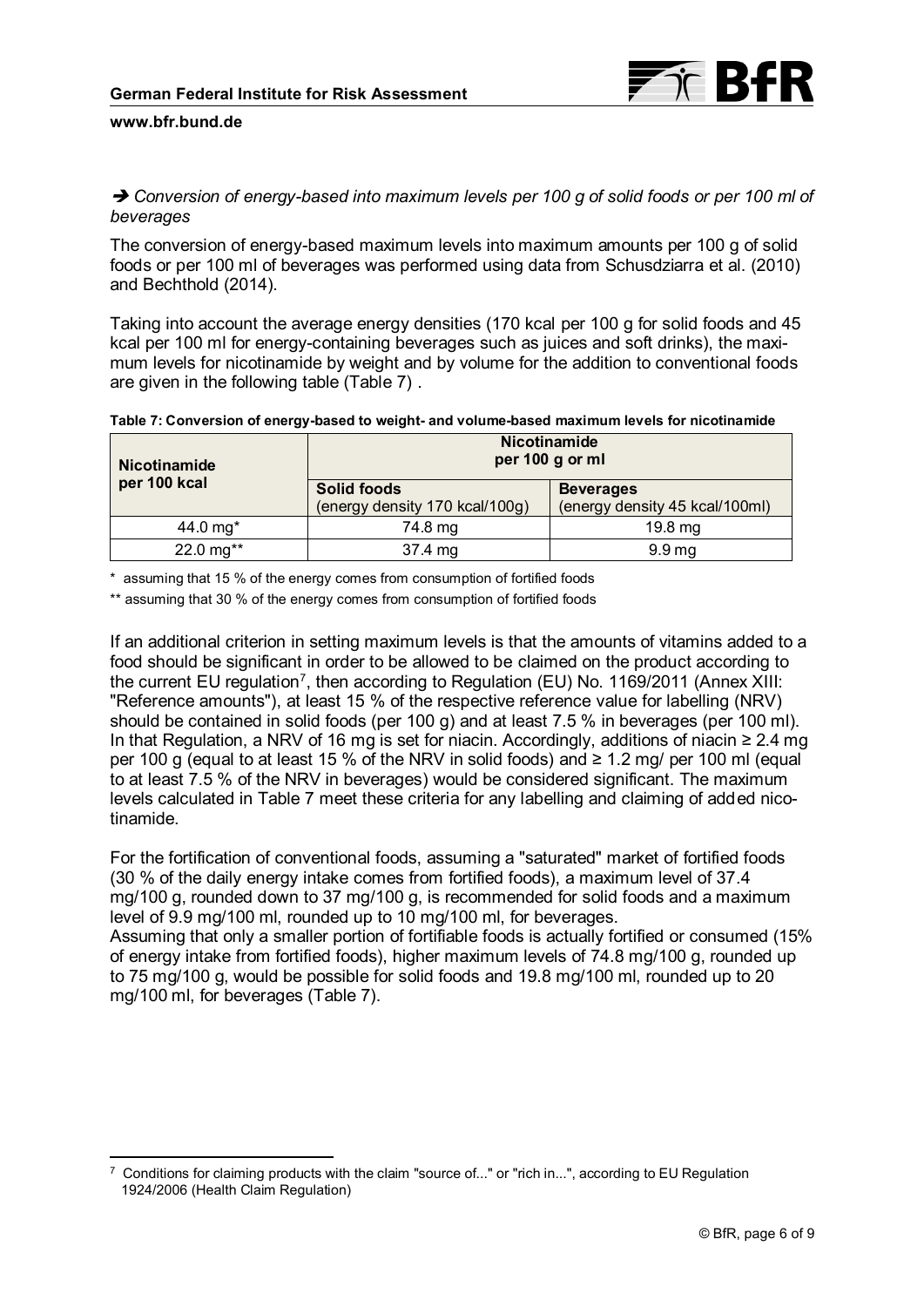➔ *Conversion of energy-based into maximum levels per 100 g of solid foods or per 100 ml of beverages*

The conversion of energy-based maximum levels into maximum amounts per 100 g of solid foods or per 100 ml of beverages was performed using data from Schusdziarra et al. (2010) and Bechthold (2014).

Taking into account the average energy densities (170 kcal per 100 g for solid foods and 45 kcal per 100 ml for energy-containing beverages such as juices and soft drinks), the maximum levels for nicotinamide by weight and by volume for the addition to conventional foods are given in the following table (Table 7) .

**Table 7: Conversion of energy-based to weight- and volume-based maximum levels for nicotinamide**

| Nicotinamide per 100 kcal | Nicotinamide per 100 g or ml | |
|---|---|---|
| | **Solid foods** (energy density 170 kcal/100g) | **Beverages** (energy density 45 kcal/100ml) |
| 44.0 mg* | 74.8 mg | 19.8 mg |
| 22.0 mg** | 37.4 mg | 9.9 mg |

\* assuming that 15 % of the energy comes from consumption of fortified foods

** assuming that 30 % of the energy comes from consumption of fortified foods

If an additional criterion in setting maximum levels is that the amounts of vitamins added to a food should be significant in order to be allowed to be claimed on the product according to the current EU regulation[7], then according to Regulation (EU) No. 1169/2011 (Annex XIII: "Reference amounts"), at least 15 % of the respective reference value for labelling (NRV) should be contained in solid foods (per 100 g) and at least 7.5 % in beverages (per 100 ml). In that Regulation, a NRV of 16 mg is set for niacin. Accordingly, additions of niacin ≥ 2.4 mg per 100 g (equal to at least 15 % of the NRV in solid foods) and ≥ 1.2 mg/ per 100 ml (equal to at least 7.5 % of the NRV in beverages) would be considered significant. The maximum levels calculated in Table 7 meet these criteria for any labelling and claiming of added nicotinamide.

For the fortification of conventional foods, assuming a "saturated" market of fortified foods (30 % of the daily energy intake comes from fortified foods), a maximum level of 37.4 mg/100 g, rounded down to 37 mg/100 g, is recommended for solid foods and a maximum level of 9.9 mg/100 ml, rounded up to 10 mg/100 ml, for beverages.
Assuming that only a smaller portion of fortifiable foods is actually fortified or consumed (15% of energy intake from fortified foods), higher maximum levels of 74.8 mg/100 g, rounded up to 75 mg/100 g, would be possible for solid foods and 19.8 mg/100 ml, rounded up to 20 mg/100 ml, for beverages (Table 7).

[7] Conditions for claiming products with the claim "source of..." or "rich in...", according to EU Regulation 1924/2006 (Health Claim Regulation)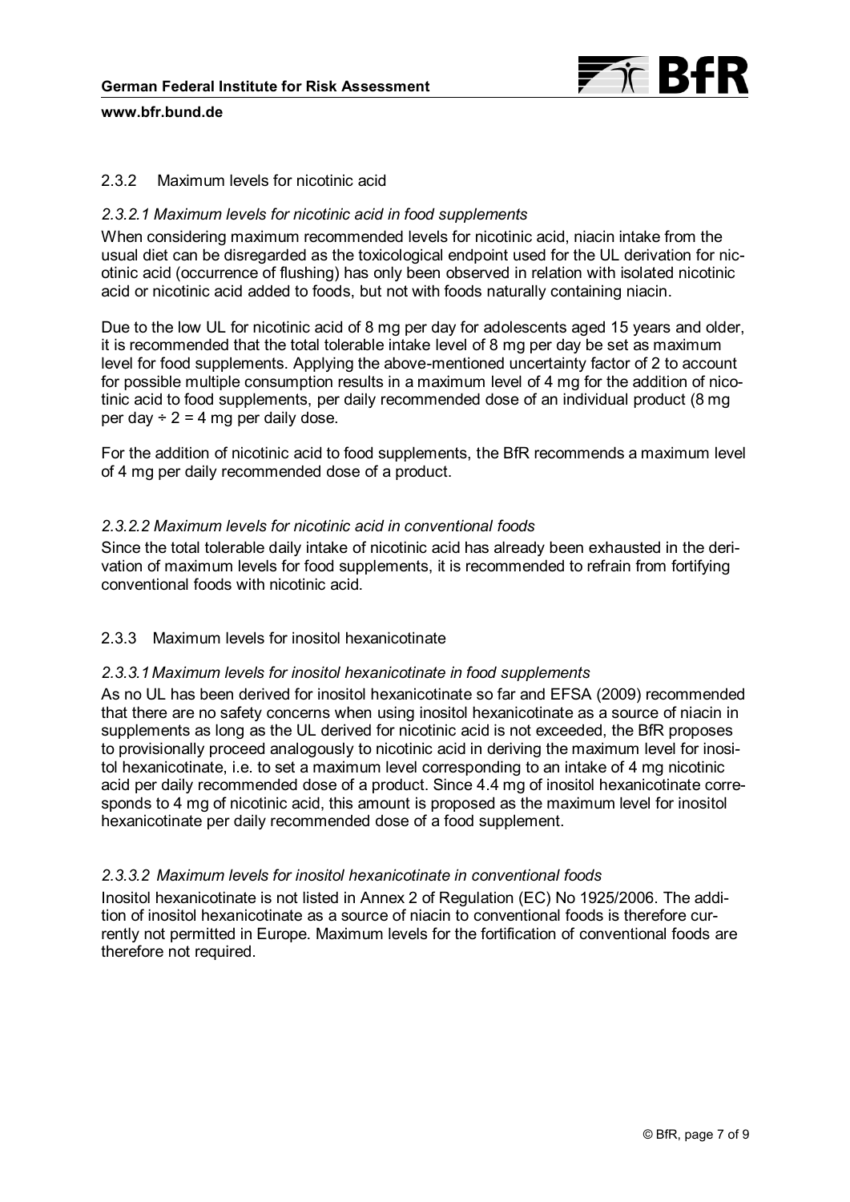### 2.3.2 Maximum levels for nicotinic acid

*2.3.2.1 Maximum levels for nicotinic acid in food supplements*

When considering maximum recommended levels for nicotinic acid, niacin intake from the usual diet can be disregarded as the toxicological endpoint used for the UL derivation for nicotinic acid (occurrence of flushing) has only been observed in relation with isolated nicotinic acid or nicotinic acid added to foods, but not with foods naturally containing niacin.

Due to the low UL for nicotinic acid of 8 mg per day for adolescents aged 15 years and older, it is recommended that the total tolerable intake level of 8 mg per day be set as maximum level for food supplements. Applying the above-mentioned uncertainty factor of 2 to account for possible multiple consumption results in a maximum level of 4 mg for the addition of nicotinic acid to food supplements, per daily recommended dose of an individual product (8 mg per day ÷ 2 = 4 mg per daily dose.

For the addition of nicotinic acid to food supplements, the BfR recommends a maximum level of 4 mg per daily recommended dose of a product.

*2.3.2.2 Maximum levels for nicotinic acid in conventional foods*

Since the total tolerable daily intake of nicotinic acid has already been exhausted in the derivation of maximum levels for food supplements, it is recommended to refrain from fortifying conventional foods with nicotinic acid.

### 2.3.3 Maximum levels for inositol hexanicotinate

*2.3.3.1 Maximum levels for inositol hexanicotinate in food supplements*

As no UL has been derived for inositol hexanicotinate so far and EFSA (2009) recommended that there are no safety concerns when using inositol hexanicotinate as a source of niacin in supplements as long as the UL derived for nicotinic acid is not exceeded, the BfR proposes to provisionally proceed analogously to nicotinic acid in deriving the maximum level for inositol hexanicotinate, i.e. to set a maximum level corresponding to an intake of 4 mg nicotinic acid per daily recommended dose of a product. Since 4.4 mg of inositol hexanicotinate corresponds to 4 mg of nicotinic acid, this amount is proposed as the maximum level for inositol hexanicotinate per daily recommended dose of a food supplement.

*2.3.3.2 Maximum levels for inositol hexanicotinate in conventional foods*

Inositol hexanicotinate is not listed in Annex 2 of Regulation (EC) No 1925/2006. The addition of inositol hexanicotinate as a source of niacin to conventional foods is therefore currently not permitted in Europe. Maximum levels for the fortification of conventional foods are therefore not required.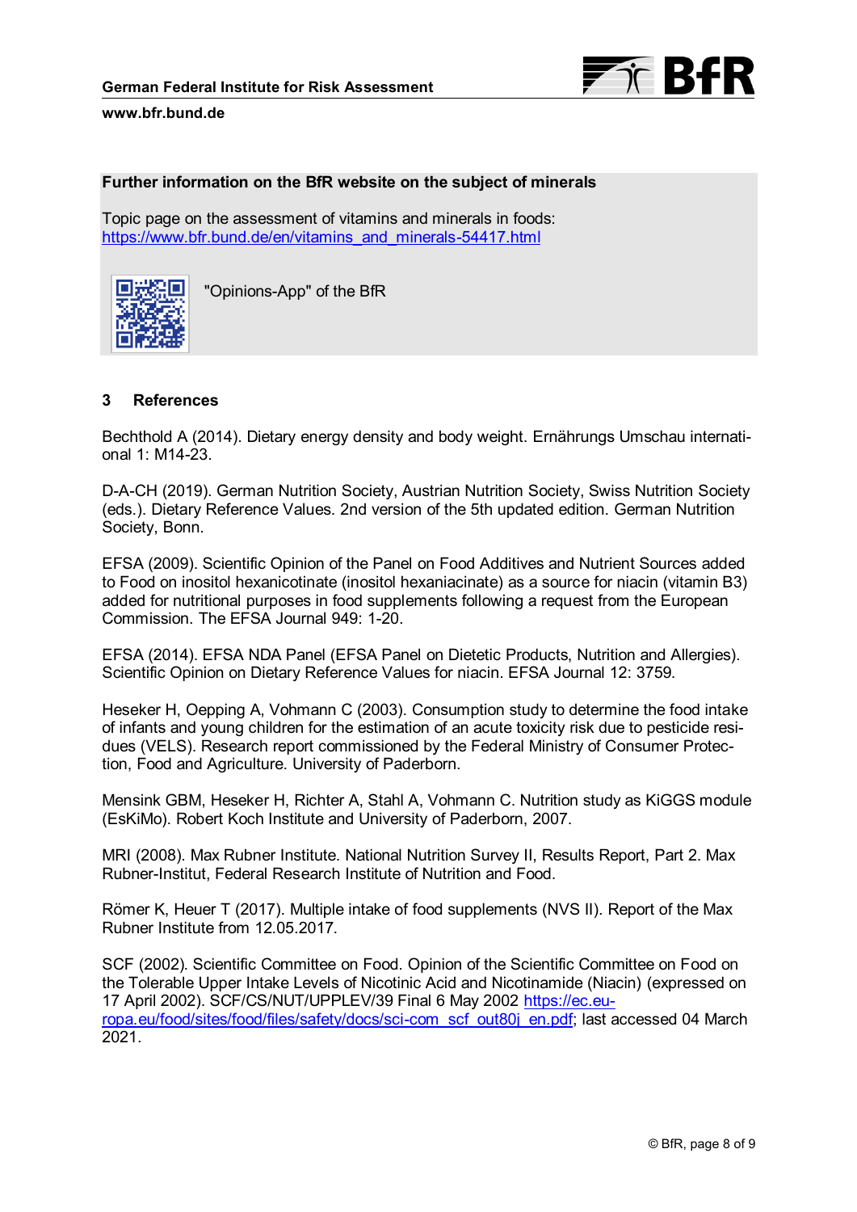**Further information on the BfR website on the subject of minerals**

Topic page on the assessment of vitamins and minerals in foods:
https://www.bfr.bund.de/en/vitamins_and_minerals-54417.html

"Opinions-App" of the BfR

## 3 References

Bechthold A (2014). Dietary energy density and body weight. Ernährungs Umschau international 1: M14-23.

D-A-CH (2019). German Nutrition Society, Austrian Nutrition Society, Swiss Nutrition Society (eds.). Dietary Reference Values. 2nd version of the 5th updated edition. German Nutrition Society, Bonn.

EFSA (2009). Scientific Opinion of the Panel on Food Additives and Nutrient Sources added to Food on inositol hexanicotinate (inositol hexaniacinate) as a source for niacin (vitamin B3) added for nutritional purposes in food supplements following a request from the European Commission. The EFSA Journal 949: 1-20.

EFSA (2014). EFSA NDA Panel (EFSA Panel on Dietetic Products, Nutrition and Allergies). Scientific Opinion on Dietary Reference Values for niacin. EFSA Journal 12: 3759.

Heseker H, Oepping A, Vohmann C (2003). Consumption study to determine the food intake of infants and young children for the estimation of an acute toxicity risk due to pesticide residues (VELS). Research report commissioned by the Federal Ministry of Consumer Protection, Food and Agriculture. University of Paderborn.

Mensink GBM, Heseker H, Richter A, Stahl A, Vohmann C. Nutrition study as KiGGS module (EsKiMo). Robert Koch Institute and University of Paderborn, 2007.

MRI (2008). Max Rubner Institute. National Nutrition Survey II, Results Report, Part 2. Max Rubner-Institut, Federal Research Institute of Nutrition and Food.

Römer K, Heuer T (2017). Multiple intake of food supplements (NVS II). Report of the Max Rubner Institute from 12.05.2017.

SCF (2002). Scientific Committee on Food. Opinion of the Scientific Committee on Food on the Tolerable Upper Intake Levels of Nicotinic Acid and Nicotinamide (Niacin) (expressed on 17 April 2002). SCF/CS/NUT/UPPLEV/39 Final 6 May 2002 https://ec.europa.eu/food/sites/food/files/safety/docs/sci-com_scf_out80j_en.pdf; last accessed 04 March 2021.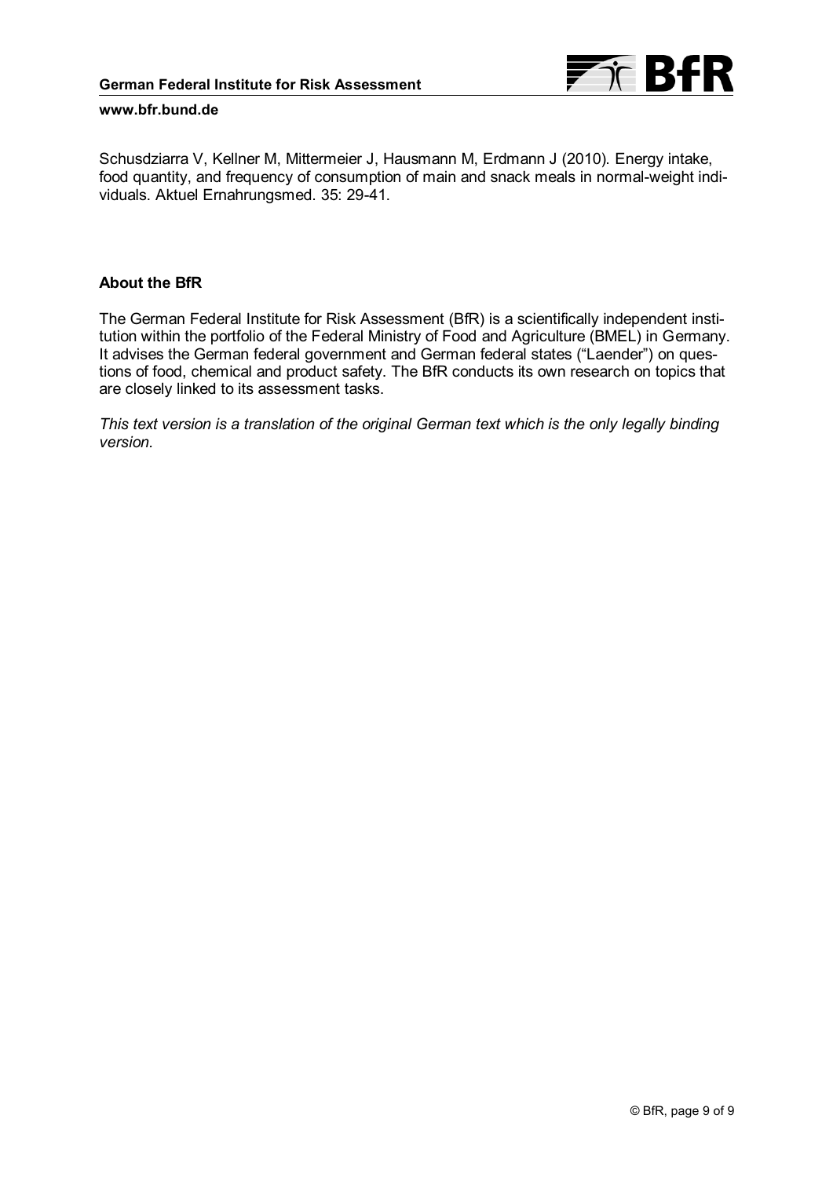Schusdziarra V, Kellner M, Mittermeier J, Hausmann M, Erdmann J (2010). Energy intake, food quantity, and frequency of consumption of main and snack meals in normal-weight individuals. Aktuel Ernahrungsmed. 35: 29-41.

## About the BfR

The German Federal Institute for Risk Assessment (BfR) is a scientifically independent institution within the portfolio of the Federal Ministry of Food and Agriculture (BMEL) in Germany. It advises the German federal government and German federal states ("Laender") on questions of food, chemical and product safety. The BfR conducts its own research on topics that are closely linked to its assessment tasks.

*This text version is a translation of the original German text which is the only legally binding version.*